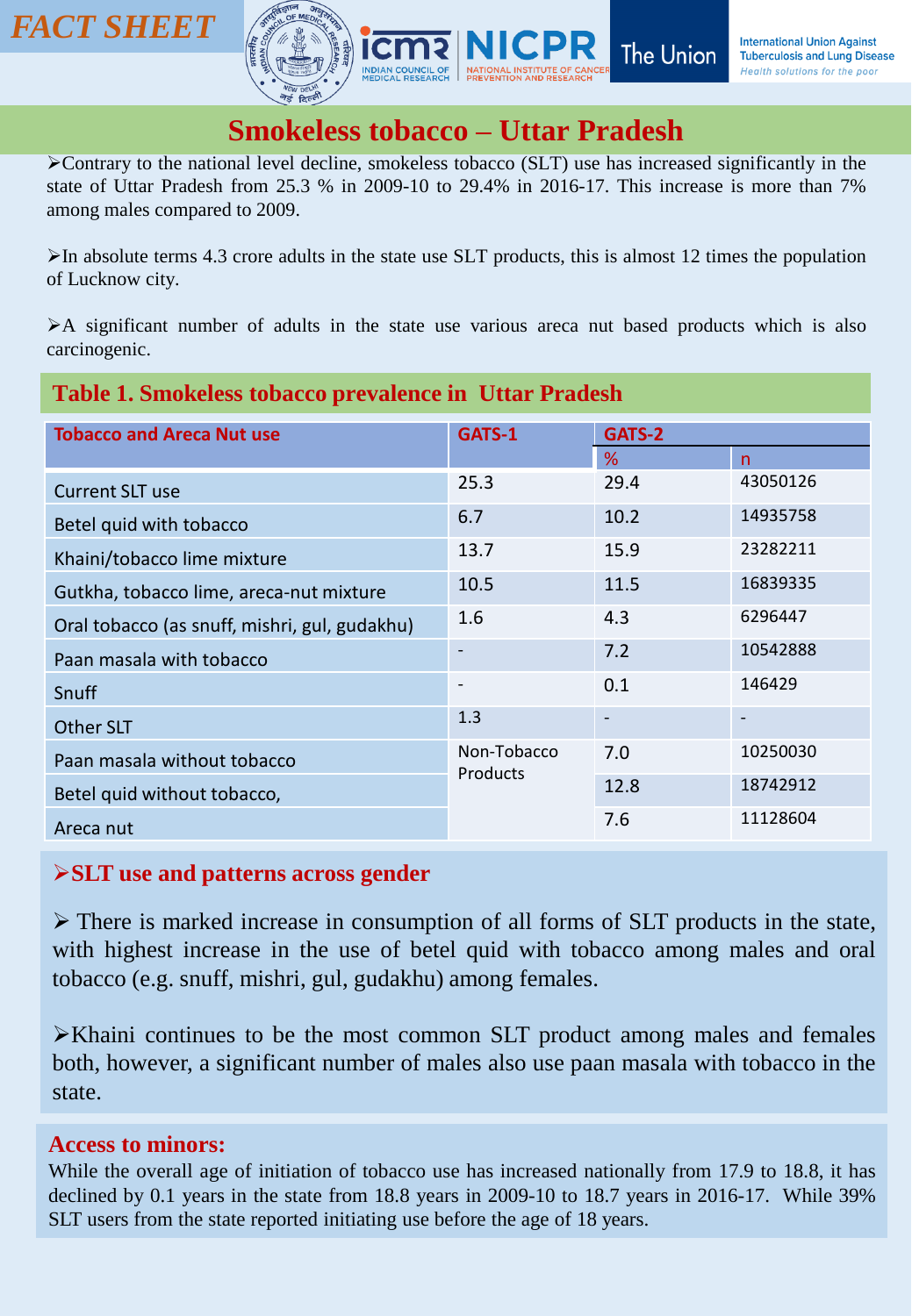FACT SHEET

International Union Against Tuberculosis and Lung Disease
*Health solutions for the poor*

# Smokeless tobacco – Uttar Pradesh

- Contrary to the national level decline, smokeless tobacco (SLT) use has increased significantly in the state of Uttar Pradesh from 25.3 % in 2009-10 to 29.4% in 2016-17. This increase is more than 7% among males compared to 2009.

- In absolute terms 4.3 crore adults in the state use SLT products, this is almost 12 times the population of Lucknow city.

- A significant number of adults in the state use various areca nut based products which is also carcinogenic.

## Table 1. Smokeless tobacco prevalence in Uttar Pradesh

| Tobacco and Areca Nut use | GATS-1 | GATS-2 | |
|---|---|---|---|
| | | % | n |
| Current SLT use | 25.3 | 29.4 | 43050126 |
| Betel quid with tobacco | 6.7 | 10.2 | 14935758 |
| Khaini/tobacco lime mixture | 13.7 | 15.9 | 23282211 |
| Gutkha, tobacco lime, areca-nut mixture | 10.5 | 11.5 | 16839335 |
| Oral tobacco (as snuff, mishri, gul, gudakhu) | 1.6 | 4.3 | 6296447 |
| Paan masala with tobacco | - | 7.2 | 10542888 |
| Snuff | - | 0.1 | 146429 |
| Other SLT | 1.3 | - | - |
| Paan masala without tobacco | Non-Tobacco Products | 7.0 | 10250030 |
| Betel quid without tobacco, | | 12.8 | 18742912 |
| Areca nut | | 7.6 | 11128604 |

## SLT use and patterns across gender

- There is marked increase in consumption of all forms of SLT products in the state, with highest increase in the use of betel quid with tobacco among males and oral tobacco (e.g. snuff, mishri, gul, gudakhu) among females.

- Khaini continues to be the most common SLT product among males and females both, however, a significant number of males also use paan masala with tobacco in the state.

## Access to minors:

While the overall age of initiation of tobacco use has increased nationally from 17.9 to 18.8, it has declined by 0.1 years in the state from 18.8 years in 2009-10 to 18.7 years in 2016-17. While 39% SLT users from the state reported initiating use before the age of 18 years.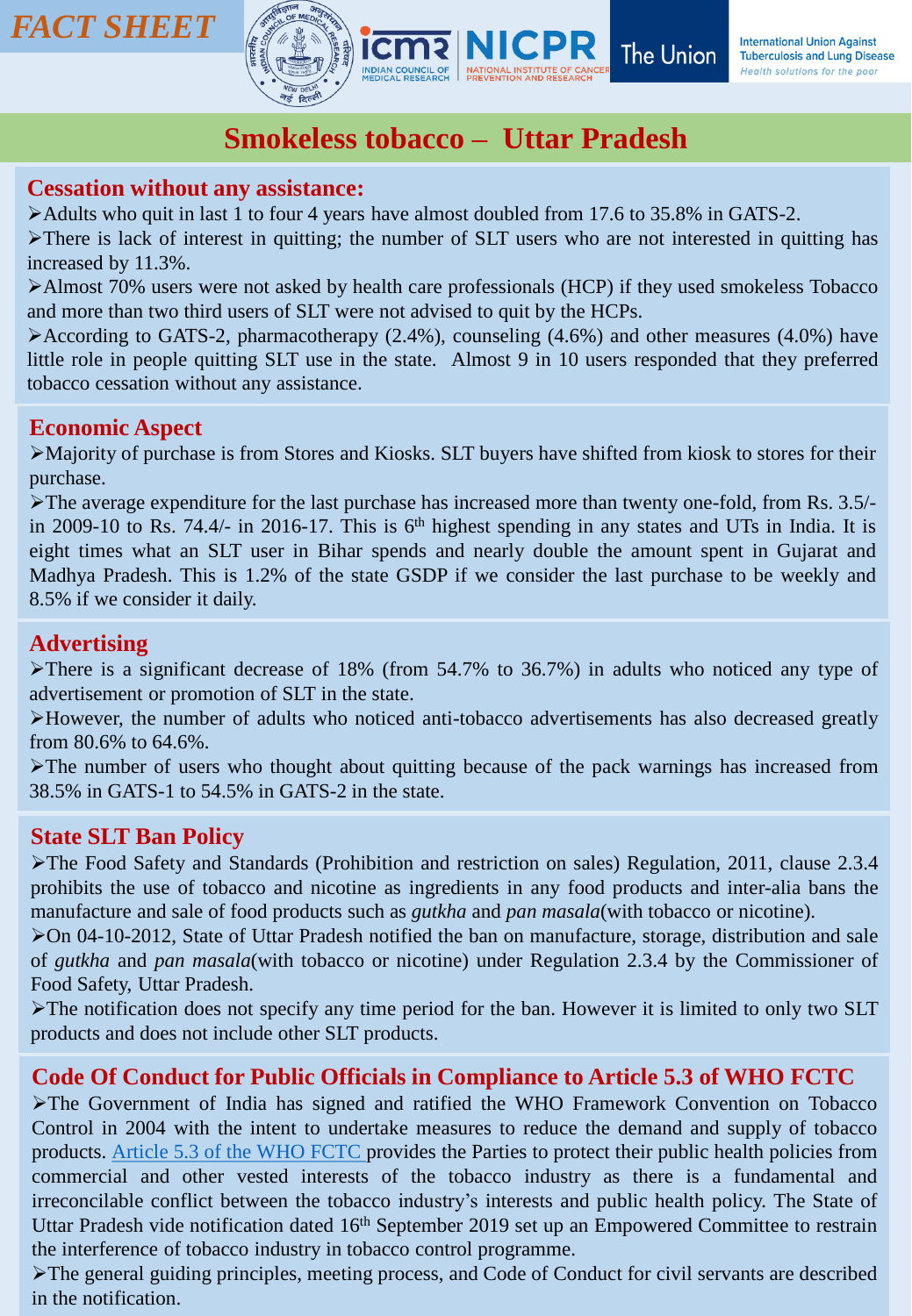*FACT SHEET*

# Smokeless tobacco – Uttar Pradesh

## Cessation without any assistance:

- Adults who quit in last 1 to four 4 years have almost doubled from 17.6 to 35.8% in GATS-2.
- There is lack of interest in quitting; the number of SLT users who are not interested in quitting has increased by 11.3%.
- Almost 70% users were not asked by health care professionals (HCP) if they used smokeless Tobacco and more than two third users of SLT were not advised to quit by the HCPs.
- According to GATS-2, pharmacotherapy (2.4%), counseling (4.6%) and other measures (4.0%) have little role in people quitting SLT use in the state. Almost 9 in 10 users responded that they preferred tobacco cessation without any assistance.

## Economic Aspect

- Majority of purchase is from Stores and Kiosks. SLT buyers have shifted from kiosk to stores for their purchase.
- The average expenditure for the last purchase has increased more than twenty one-fold, from Rs. 3.5/- in 2009-10 to Rs. 74.4/- in 2016-17. This is 6th highest spending in any states and UTs in India. It is eight times what an SLT user in Bihar spends and nearly double the amount spent in Gujarat and Madhya Pradesh. This is 1.2% of the state GSDP if we consider the last purchase to be weekly and 8.5% if we consider it daily.

## Advertising

- There is a significant decrease of 18% (from 54.7% to 36.7%) in adults who noticed any type of advertisement or promotion of SLT in the state.
- However, the number of adults who noticed anti-tobacco advertisements has also decreased greatly from 80.6% to 64.6%.
- The number of users who thought about quitting because of the pack warnings has increased from 38.5% in GATS-1 to 54.5% in GATS-2 in the state.

## State SLT Ban Policy

- The Food Safety and Standards (Prohibition and restriction on sales) Regulation, 2011, clause 2.3.4 prohibits the use of tobacco and nicotine as ingredients in any food products and inter-alia bans the manufacture and sale of food products such as *gutkha* and *pan masala*(with tobacco or nicotine).
- On 04-10-2012, State of Uttar Pradesh notified the ban on manufacture, storage, distribution and sale of *gutkha* and *pan masala*(with tobacco or nicotine) under Regulation 2.3.4 by the Commissioner of Food Safety, Uttar Pradesh.
- The notification does not specify any time period for the ban. However it is limited to only two SLT products and does not include other SLT products.

## Code Of Conduct for Public Officials in Compliance to Article 5.3 of WHO FCTC

- The Government of India has signed and ratified the WHO Framework Convention on Tobacco Control in 2004 with the intent to undertake measures to reduce the demand and supply of tobacco products. Article 5.3 of the WHO FCTC provides the Parties to protect their public health policies from commercial and other vested interests of the tobacco industry as there is a fundamental and irreconcilable conflict between the tobacco industry's interests and public health policy. The State of Uttar Pradesh vide notification dated 16th September 2019 set up an Empowered Committee to restrain the interference of tobacco industry in tobacco control programme.
- The general guiding principles, meeting process, and Code of Conduct for civil servants are described in the notification.